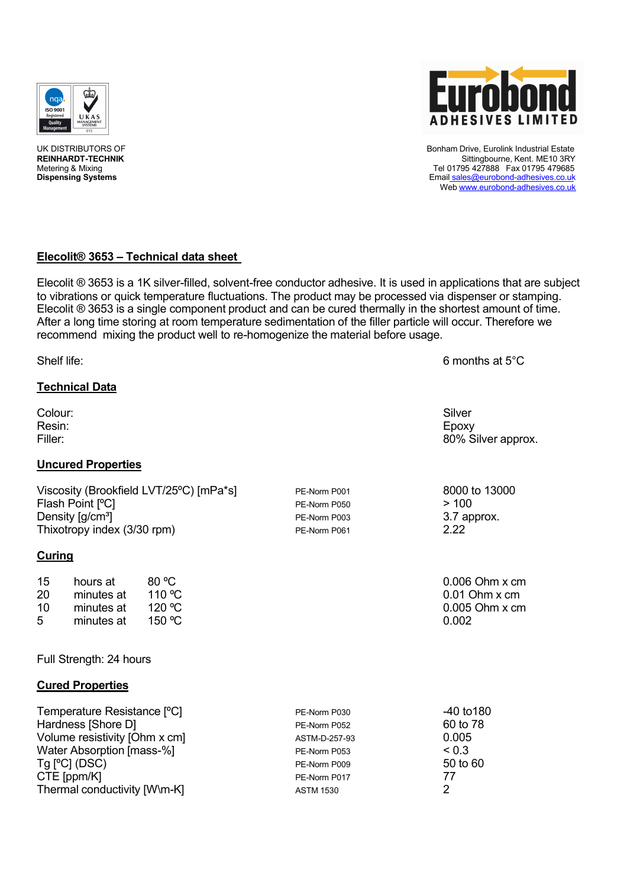UK DISTRIBUTORS OF
**REINHARDT-TECHNIK**
Metering & Mixing
**Dispensing Systems**

Eurobond
ADHESIVES LIMITED

Bonham Drive, Eurolink Industrial Estate
Sittingbourne, Kent. ME10 3RY
Tel 01795 427888 Fax 01795 479685
Email sales@eurobond-adhesives.co.uk
Web www.eurobond-adhesives.co.uk

## Elecolit® 3653 – Technical data sheet

Elecolit ® 3653 is a 1K silver-filled, solvent-free conductor adhesive. It is used in applications that are subject to vibrations or quick temperature fluctuations. The product may be processed via dispenser or stamping. Elecolit ® 3653 is a single component product and can be cured thermally in the shortest amount of time. After a long time storing at room temperature sedimentation of the filler particle will occur. Therefore we recommend mixing the product well to re-homogenize the material before usage.

| | |
|---|---|
| Shelf life: | 6 months at 5°C |

### Technical Data

| | |
|---|---|
| Colour: | Silver |
| Resin: | Epoxy |
| Filler: | 80% Silver approx. |

### Uncured Properties

| | | |
|---|---|---|
| Viscosity (Brookfield LVT/25ºC) [mPa*s] | PE-Norm P001 | 8000 to 13000 |
| Flash Point [ºC] | PE-Norm P050 | > 100 |
| Density [g/cm³] | PE-Norm P003 | 3.7 approx. |
| Thixotropy index (3/30 rpm) | PE-Norm P061 | 2.22 |

### Curing

| | | | |
|---|---|---|---|
| 15 | hours at | 80 ºC | 0.006 Ohm x cm |
| 20 | minutes at | 110 ºC | 0.01 Ohm x cm |
| 10 | minutes at | 120 ºC | 0.005 Ohm x cm |
| 5 | minutes at | 150 ºC | 0.002 |

Full Strength: 24 hours

### Cured Properties

| | | |
|---|---|---|
| Temperature Resistance [ºC] | PE-Norm P030 | -40 to180 |
| Hardness [Shore D] | PE-Norm P052 | 60 to 78 |
| Volume resistivity [Ohm x cm] | ASTM-D-257-93 | 0.005 |
| Water Absorption [mass-%] | PE-Norm P053 | < 0.3 |
| Tg [ºC] (DSC) | PE-Norm P009 | 50 to 60 |
| CTE [ppm/K] | PE-Norm P017 | 77 |
| Thermal conductivity [W\m-K] | ASTM 1530 | 2 |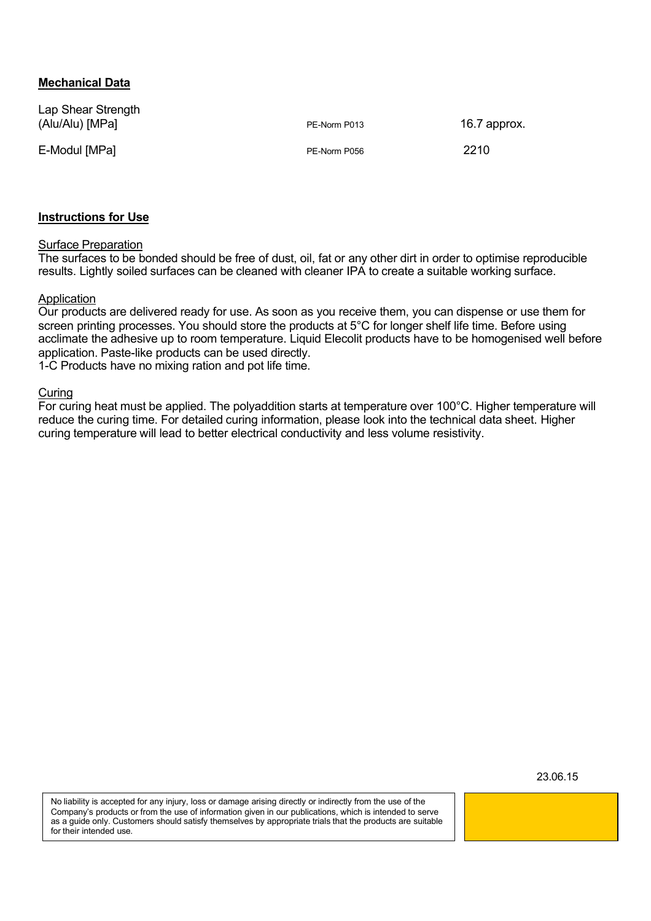**Mechanical Data**

| | | |
|---|---|---|
| Lap Shear Strength (Alu/Alu) [MPa] | PE-Norm P013 | 16.7 approx. |
| E-Modul [MPa] | PE-Norm P056 | 2210 |

**Instructions for Use**

Surface Preparation
The surfaces to be bonded should be free of dust, oil, fat or any other dirt in order to optimise reproducible results. Lightly soiled surfaces can be cleaned with cleaner IPA to create a suitable working surface.

Application
Our products are delivered ready for use. As soon as you receive them, you can dispense or use them for screen printing processes. You should store the products at 5°C for longer shelf life time. Before using acclimate the adhesive up to room temperature. Liquid Elecolit products have to be homogenised well before application. Paste-like products can be used directly.
1-C Products have no mixing ration and pot life time.

Curing
For curing heat must be applied. The polyaddition starts at temperature over 100°C. Higher temperature will reduce the curing time. For detailed curing information, please look into the technical data sheet. Higher curing temperature will lead to better electrical conductivity and less volume resistivity.

23.06.15

No liability is accepted for any injury, loss or damage arising directly or indirectly from the use of the Company's products or from the use of information given in our publications, which is intended to serve as a guide only. Customers should satisfy themselves by appropriate trials that the products are suitable for their intended use.